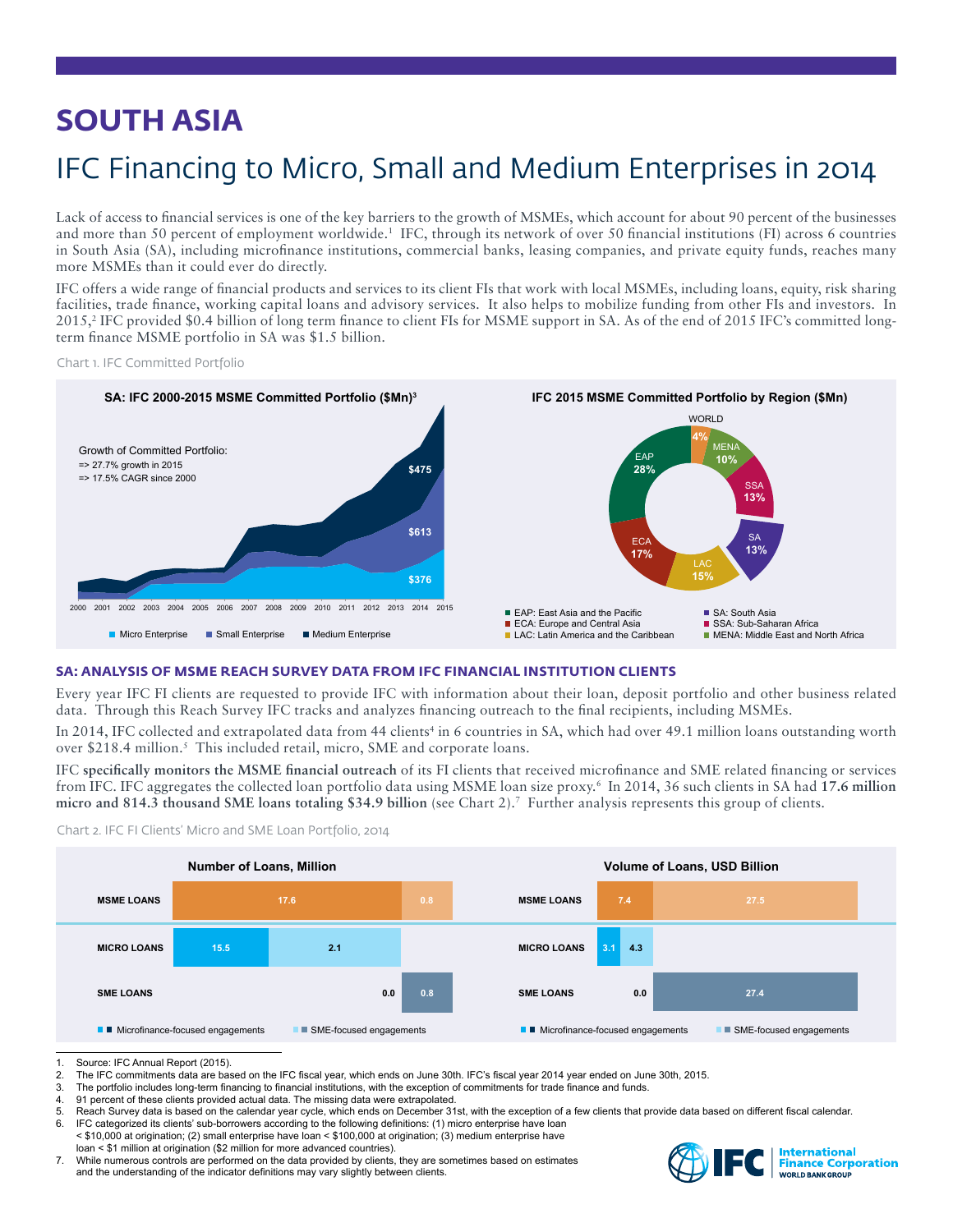# SOUTH ASIA

## IFC Financing to Micro, Small and Medium Enterprises in 2014

Lack of access to financial services is one of the key barriers to the growth of MSMEs, which account for about 90 percent of the businesses and more than 50 percent of employment worldwide.[1] IFC, through its network of over 50 financial institutions (FI) across 6 countries in South Asia (SA), including microfinance institutions, commercial banks, leasing companies, and private equity funds, reaches many more MSMEs than it could ever do directly.

IFC offers a wide range of financial products and services to its client FIs that work with local MSMEs, including loans, equity, risk sharing facilities, trade finance, working capital loans and advisory services. It also helps to mobilize funding from other FIs and investors. In 2015,[2] IFC provided $0.4 billion of long term finance to client FIs for MSME support in SA. As of the end of 2015 IFC's committed long-term finance MSME portfolio in SA was $1.5 billion.

Chart 1. IFC Committed Portfolio

**SA: IFC 2000-2015 MSME Committed Portfolio ($Mn)[3]**

Growth of Committed Portfolio:
=> 27.7% growth in 2015
=> 17.5% CAGR since 2000

| 2015 | $Mn |
|---|---|
| Micro Enterprise | $376 |
| Small Enterprise | $613 |
| Medium Enterprise | $475 |

**IFC 2015 MSME Committed Portfolio by Region ($Mn)**

| Region | Share |
|---|---|
| EAP: East Asia and the Pacific | 28% |
| ECA: Europe and Central Asia | 17% |
| LAC: Latin America and the Caribbean | 15% |
| SA: South Asia | 13% |
| SSA: Sub-Saharan Africa | 13% |
| MENA: Middle East and North Africa | 10% |
| WORLD | 4% |

### SA: ANALYSIS OF MSME REACH SURVEY DATA FROM IFC FINANCIAL INSTITUTION CLIENTS

Every year IFC FI clients are requested to provide IFC with information about their loan, deposit portfolio and other business related data. Through this Reach Survey IFC tracks and analyzes financing outreach to the final recipients, including MSMEs.

In 2014, IFC collected and extrapolated data from 44 clients[4] in 6 countries in SA, which had over 49.1 million loans outstanding worth over $218.4 million.[5] This included retail, micro, SME and corporate loans.

IFC **specifically monitors the MSME financial outreach** of its FI clients that received microfinance and SME related financing or services from IFC. IFC aggregates the collected loan portfolio data using MSME loan size proxy.[6] In 2014, 36 such clients in SA had **17.6 million micro and 814.3 thousand SME loans totaling $34.9 billion** (see Chart 2).[7] Further analysis represents this group of clients.

Chart 2. IFC FI Clients' Micro and SME Loan Portfolio, 2014

**Number of Loans, Million**

| | Microfinance-focused engagements | SME-focused engagements |
|---|---|---|
| MSME LOANS | 17.6 | 0.8 |
| MICRO LOANS | 15.5 | 2.1 |
| SME LOANS | 0.0 | 0.8 |

**Volume of Loans, USD Billion**

| | Microfinance-focused engagements | SME-focused engagements |
|---|---|---|
| MSME LOANS | 7.4 | 27.5 |
| MICRO LOANS | 3.1 | 4.3 |
| SME LOANS | 0.0 | 27.4 |

1. Source: IFC Annual Report (2015).
2. The IFC commitments data are based on the IFC fiscal year, which ends on June 30th. IFC's fiscal year 2014 year ended on June 30th, 2015.
3. The portfolio includes long-term financing to financial institutions, with the exception of commitments for trade finance and funds.
4. 91 percent of these clients provided actual data. The missing data were extrapolated.
5. Reach Survey data is based on the calendar year cycle, which ends on December 31st, with the exception of a few clients that provide data based on different fiscal calendar.
6. IFC categorized its clients' sub-borrowers according to the following definitions: (1) micro enterprise have loan < $10,000 at origination; (2) small enterprise have loan < $100,000 at origination; (3) medium enterprise have loan < $1 million at origination ($2 million for more advanced countries).
7. While numerous controls are performed on the data provided by clients, they are sometimes based on estimates and the understanding of the indicator definitions may vary slightly between clients.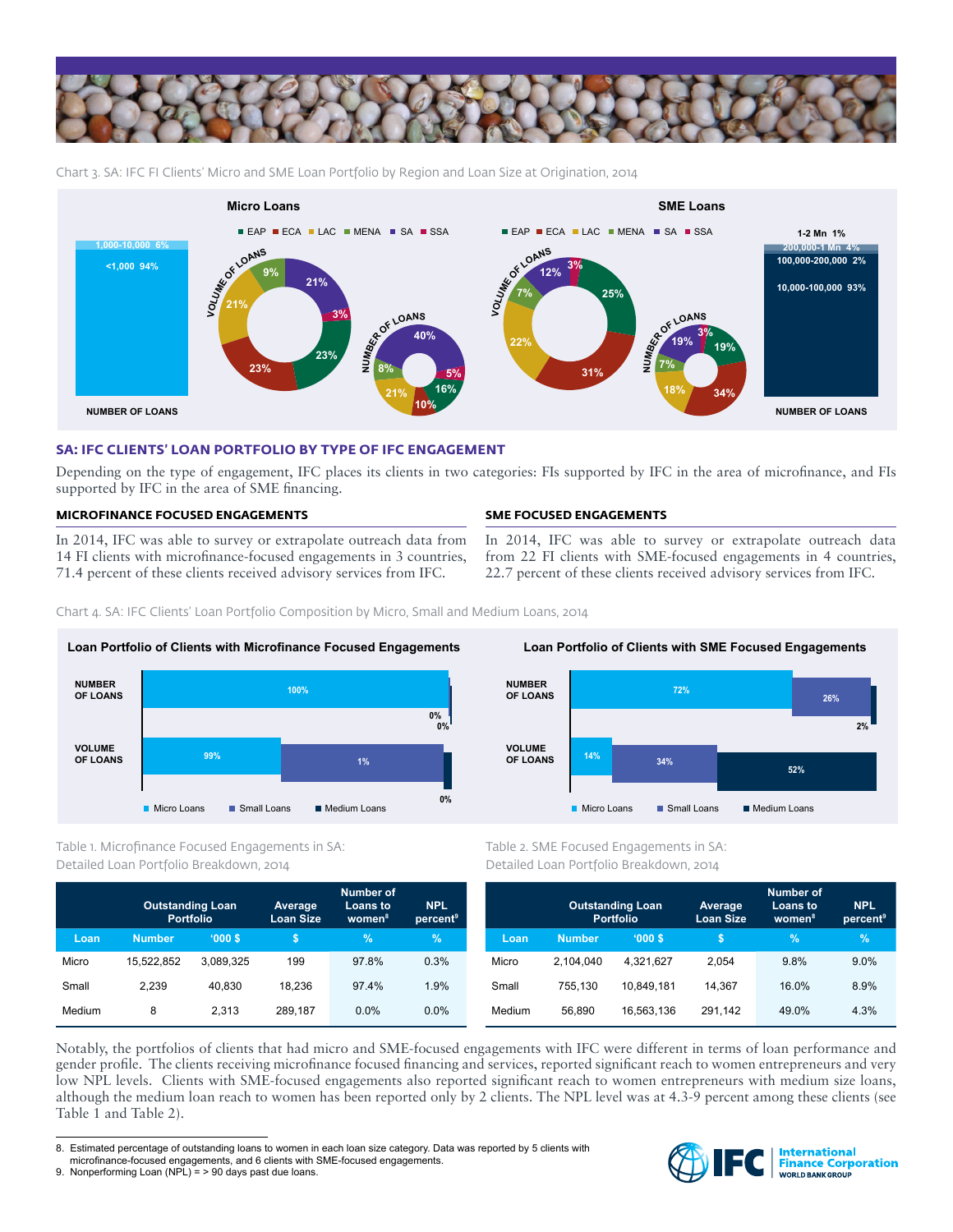Chart 3. SA: IFC FI Clients' Micro and SME Loan Portfolio by Region and Loan Size at Origination, 2014

**Micro Loans**

EAP | ECA | LAC | MENA | SA | SSA

NUMBER OF LOANS: 1,000-10,000 6%; <1,000 94%

VOLUME OF LOANS: 9%, 21%, 3%, 23%, 23%, 21%

NUMBER OF LOANS: 40%, 5%, 16%, 10%, 21%, 8%

**SME Loans**

EAP | ECA | LAC | MENA | SA | SSA

VOLUME OF LOANS: 12%, 3%, 25%, 31%, 22%, 7%

NUMBER OF LOANS: 19%, 3%, 19%, 34%, 18%, 7%

NUMBER OF LOANS: 1-2 Mn 1%; 200,000-1 Mn 4%; 100,000-200,000 2%; 10,000-100,000 93%

## SA: IFC CLIENTS' LOAN PORTFOLIO BY TYPE OF IFC ENGAGEMENT

Depending on the type of engagement, IFC places its clients in two categories: FIs supported by IFC in the area of microfinance, and FIs supported by IFC in the area of SME financing.

### MICROFINANCE FOCUSED ENGAGEMENTS

In 2014, IFC was able to survey or extrapolate outreach data from 14 FI clients with microfinance-focused engagements in 3 countries, 71.4 percent of these clients received advisory services from IFC.

### SME FOCUSED ENGAGEMENTS

In 2014, IFC was able to survey or extrapolate outreach data from 22 FI clients with SME-focused engagements in 4 countries, 22.7 percent of these clients received advisory services from IFC.

Chart 4. SA: IFC Clients' Loan Portfolio Composition by Micro, Small and Medium Loans, 2014

**Loan Portfolio of Clients with Microfinance Focused Engagements**

| | Micro Loans | Small Loans | Medium Loans |
|---|---|---|---|
| NUMBER OF LOANS | 100% | 0% | 0% |
| VOLUME OF LOANS | 99% | 1% | 0% |

**Loan Portfolio of Clients with SME Focused Engagements**

| | Micro Loans | Small Loans | Medium Loans |
|---|---|---|---|
| NUMBER OF LOANS | 72% | 26% | 2% |
| VOLUME OF LOANS | 14% | 34% | 52% |

Table 1. Microfinance Focused Engagements in SA: Detailed Loan Portfolio Breakdown, 2014

| | Outstanding Loan Portfolio | | Average Loan Size | Number of Loans to women[8] | NPL percent[9] |
|---|---|---|---|---|---|
| Loan | Number | '000 $ | $ | % | % |
| Micro | 15,522,852 | 3,089,325 | 199 | 97.8% | 0.3% |
| Small | 2,239 | 40,830 | 18,236 | 97.4% | 1.9% |
| Medium | 8 | 2,313 | 289,187 | 0.0% | 0.0% |

Table 2. SME Focused Engagements in SA: Detailed Loan Portfolio Breakdown, 2014

| | Outstanding Loan Portfolio | | Average Loan Size | Number of Loans to women[8] | NPL percent[9] |
|---|---|---|---|---|---|
| Loan | Number | '000 $ | $ | % | % |
| Micro | 2,104,040 | 4,321,627 | 2,054 | 9.8% | 9.0% |
| Small | 755,130 | 10,849,181 | 14,367 | 16.0% | 8.9% |
| Medium | 56,890 | 16,563,136 | 291,142 | 49.0% | 4.3% |

Notably, the portfolios of clients that had micro and SME-focused engagements with IFC were different in terms of loan performance and gender profile. The clients receiving microfinance focused financing and services, reported significant reach to women entrepreneurs and very low NPL levels. Clients with SME-focused engagements also reported significant reach to women entrepreneurs with medium size loans, although the medium loan reach to women has been reported only by 2 clients. The NPL level was at 4.3-9 percent among these clients (see Table 1 and Table 2).

8. Estimated percentage of outstanding loans to women in each loan size category. Data was reported by 5 clients with microfinance-focused engagements, and 6 clients with SME-focused engagements.
9. Nonperforming Loan (NPL) = > 90 days past due loans.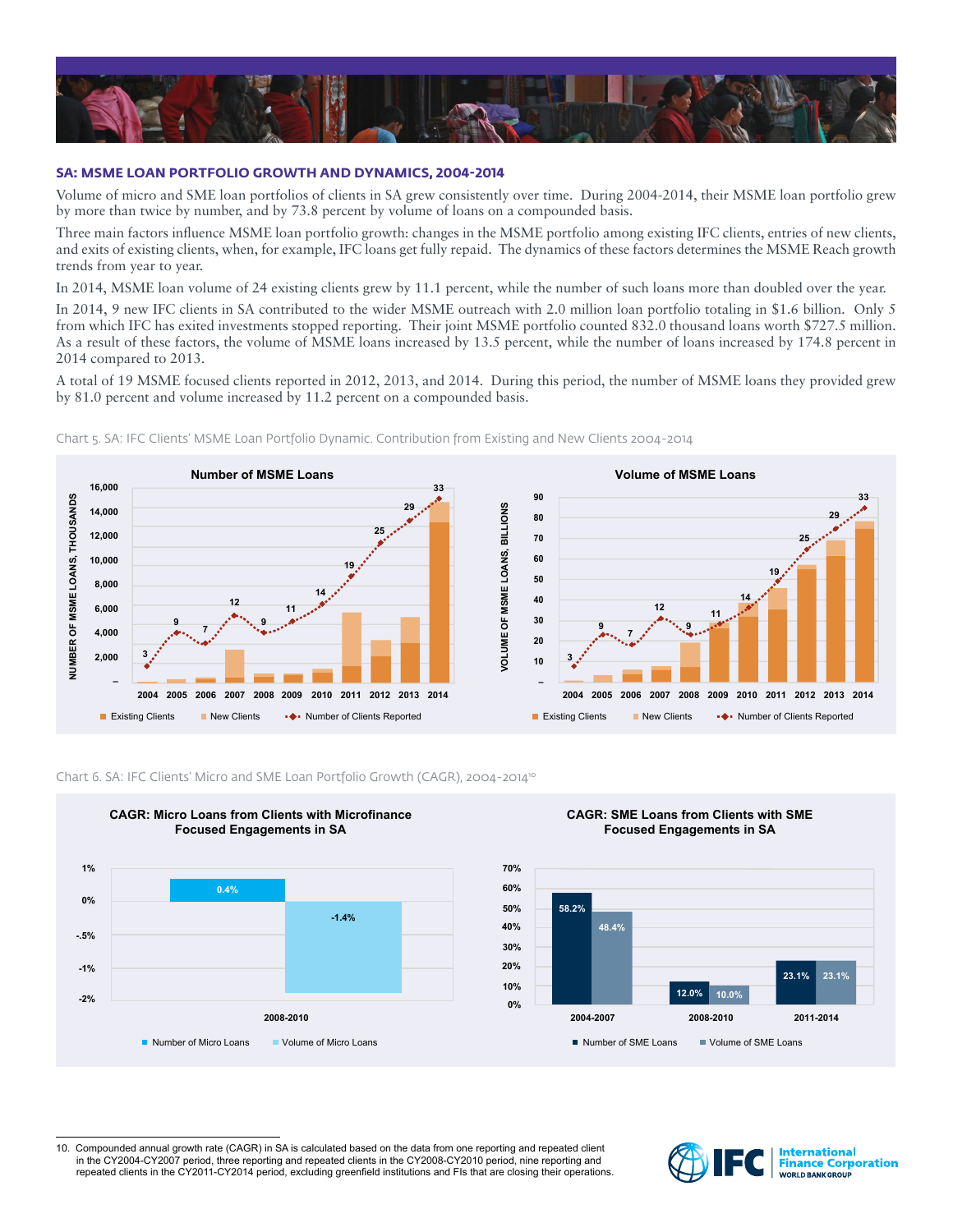## SA: MSME LOAN PORTFOLIO GROWTH AND DYNAMICS, 2004-2014

Volume of micro and SME loan portfolios of clients in SA grew consistently over time. During 2004-2014, their MSME loan portfolio grew by more than twice by number, and by 73.8 percent by volume of loans on a compounded basis.

Three main factors influence MSME loan portfolio growth: changes in the MSME portfolio among existing IFC clients, entries of new clients, and exits of existing clients, when, for example, IFC loans get fully repaid. The dynamics of these factors determines the MSME Reach growth trends from year to year.

In 2014, MSME loan volume of 24 existing clients grew by 11.1 percent, while the number of such loans more than doubled over the year.

In 2014, 9 new IFC clients in SA contributed to the wider MSME outreach with 2.0 million loan portfolio totaling in $1.6 billion. Only 5 from which IFC has exited investments stopped reporting. Their joint MSME portfolio counted 832.0 thousand loans worth $727.5 million. As a result of these factors, the volume of MSME loans increased by 13.5 percent, while the number of loans increased by 174.8 percent in 2014 compared to 2013.

A total of 19 MSME focused clients reported in 2012, 2013, and 2014. During this period, the number of MSME loans they provided grew by 81.0 percent and volume increased by 11.2 percent on a compounded basis.

Chart 5. SA: IFC Clients' MSME Loan Portfolio Dynamic. Contribution from Existing and New Clients 2004-2014

**Number of MSME Loans** (Number of MSME loans, thousands) — Number of Clients Reported:

| Year | 2004 | 2005 | 2006 | 2007 | 2008 | 2009 | 2010 | 2011 | 2012 | 2013 | 2014 |
|---|---|---|---|---|---|---|---|---|---|---|---|
| Number of Clients Reported | 3 | 9 | 7 | 12 | 9 | 11 | 14 | 19 | 25 | 29 | 33 |

**Volume of MSME Loans** (Volume of MSME loans, billions) — Number of Clients Reported:

| Year | 2004 | 2005 | 2006 | 2007 | 2008 | 2009 | 2010 | 2011 | 2012 | 2013 | 2014 |
|---|---|---|---|---|---|---|---|---|---|---|---|
| Number of Clients Reported | 3 | 9 | 7 | 12 | 9 | 11 | 14 | 19 | 25 | 29 | 33 |

Legend: Existing Clients; New Clients; Number of Clients Reported

Chart 6. SA: IFC Clients' Micro and SME Loan Portfolio Growth (CAGR), 2004-2014[10]

**CAGR: Micro Loans from Clients with Microfinance Focused Engagements in SA**

| Period | Number of Micro Loans | Volume of Micro Loans |
|---|---|---|
| 2008-2010 | 0.4% | -1.4% |

**CAGR: SME Loans from Clients with SME Focused Engagements in SA**

| Period | Number of SME Loans | Volume of SME Loans |
|---|---|---|
| 2004-2007 | 58.2% | 48.4% |
| 2008-2010 | 12.0% | 10.0% |
| 2011-2014 | 23.1% | 23.1% |

10. Compounded annual growth rate (CAGR) in SA is calculated based on the data from one reporting and repeated client in the CY2004-CY2007 period, three reporting and repeated clients in the CY2008-CY2010 period, nine reporting and repeated clients in the CY2011-CY2014 period, excluding greenfield institutions and FIs that are closing their operations.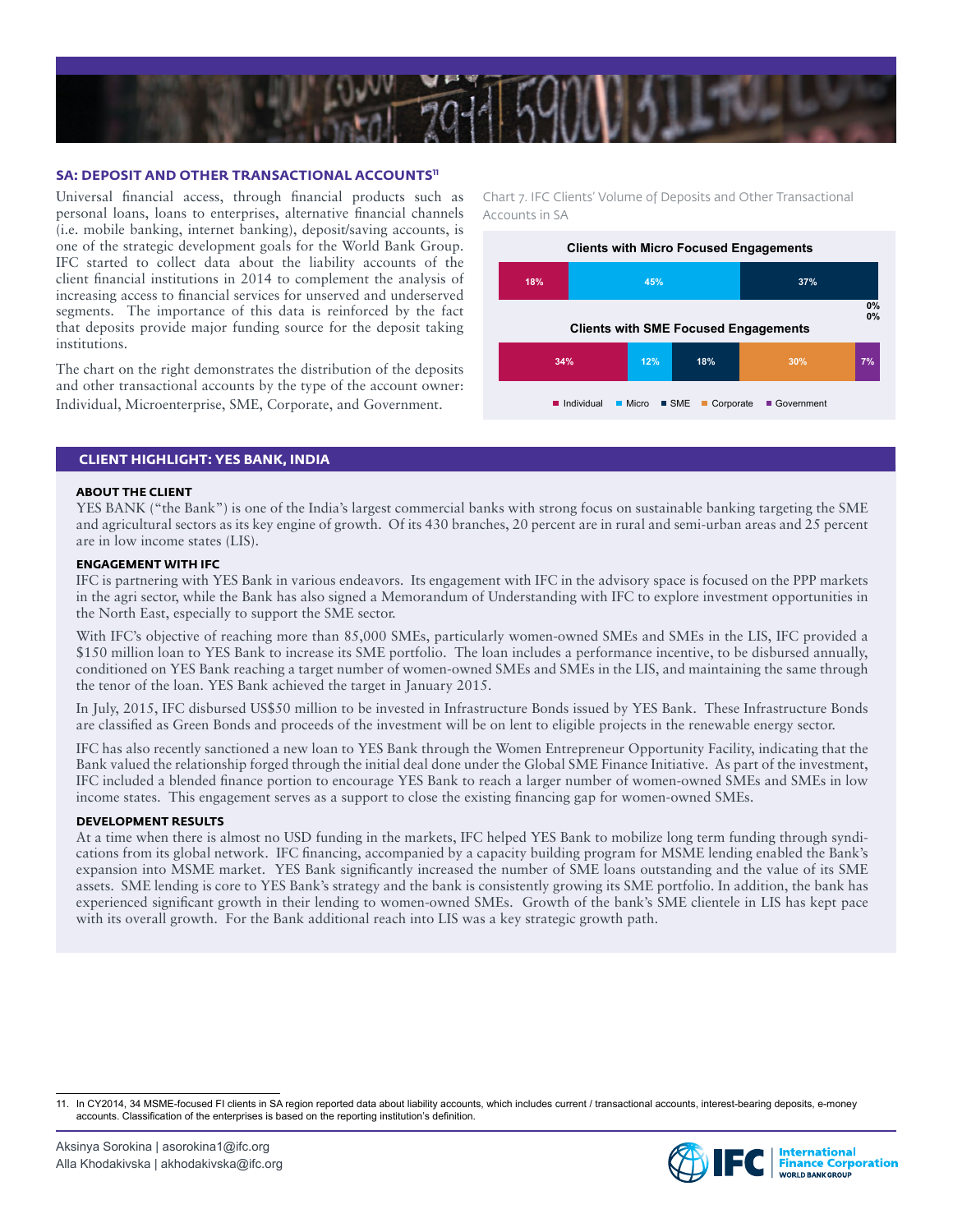## SA: DEPOSIT AND OTHER TRANSACTIONAL ACCOUNTS[11]

Universal financial access, through financial products such as personal loans, loans to enterprises, alternative financial channels (i.e. mobile banking, internet banking), deposit/saving accounts, is one of the strategic development goals for the World Bank Group. IFC started to collect data about the liability accounts of the client financial institutions in 2014 to complement the analysis of increasing access to financial services for unserved and underserved segments. The importance of this data is reinforced by the fact that deposits provide major funding source for the deposit taking institutions.

The chart on the right demonstrates the distribution of the deposits and other transactional accounts by the type of the account owner: Individual, Microenterprise, SME, Corporate, and Government.

Chart 7. IFC Clients' Volume of Deposits and Other Transactional Accounts in SA

Clients with Micro Focused Engagements

18%
45%
37%
0%
0%

Clients with SME Focused Engagements

34%
12%
18%
30%
7%

Individual
Micro
SME
Corporate
Government

## CLIENT HIGHLIGHT: YES BANK, INDIA

### ABOUT THE CLIENT

YES BANK ("the Bank") is one of the India's largest commercial banks with strong focus on sustainable banking targeting the SME and agricultural sectors as its key engine of growth. Of its 430 branches, 20 percent are in rural and semi-urban areas and 25 percent are in low income states (LIS).

### ENGAGEMENT WITH IFC

IFC is partnering with YES Bank in various endeavors. Its engagement with IFC in the advisory space is focused on the PPP markets in the agri sector, while the Bank has also signed a Memorandum of Understanding with IFC to explore investment opportunities in the North East, especially to support the SME sector.

With IFC's objective of reaching more than 85,000 SMEs, particularly women-owned SMEs and SMEs in the LIS, IFC provided a $150 million loan to YES Bank to increase its SME portfolio. The loan includes a performance incentive, to be disbursed annually, conditioned on YES Bank reaching a target number of women-owned SMEs and SMEs in the LIS, and maintaining the same through the tenor of the loan. YES Bank achieved the target in January 2015.

In July, 2015, IFC disbursed US$50 million to be invested in Infrastructure Bonds issued by YES Bank. These Infrastructure Bonds are classified as Green Bonds and proceeds of the investment will be on lent to eligible projects in the renewable energy sector.

IFC has also recently sanctioned a new loan to YES Bank through the Women Entrepreneur Opportunity Facility, indicating that the Bank valued the relationship forged through the initial deal done under the Global SME Finance Initiative. As part of the investment, IFC included a blended finance portion to encourage YES Bank to reach a larger number of women-owned SMEs and SMEs in low income states. This engagement serves as a support to close the existing financing gap for women-owned SMEs.

### DEVELOPMENT RESULTS

At a time when there is almost no USD funding in the markets, IFC helped YES Bank to mobilize long term funding through syndications from its global network. IFC financing, accompanied by a capacity building program for MSME lending enabled the Bank's expansion into MSME market. YES Bank significantly increased the number of SME loans outstanding and the value of its SME assets. SME lending is core to YES Bank's strategy and the bank is consistently growing its SME portfolio. In addition, the bank has experienced significant growth in their lending to women-owned SMEs. Growth of the bank's SME clientele in LIS has kept pace with its overall growth. For the Bank additional reach into LIS was a key strategic growth path.

---

11. In CY2014, 34 MSME-focused FI clients in SA region reported data about liability accounts, which includes current / transactional accounts, interest-bearing deposits, e-money accounts. Classification of the enterprises is based on the reporting institution's definition.

Aksinya Sorokina | asorokina1@ifc.org
Alla Khodakivska | akhodakivska@ifc.org

IFC International Finance Corporation WORLD BANK GROUP